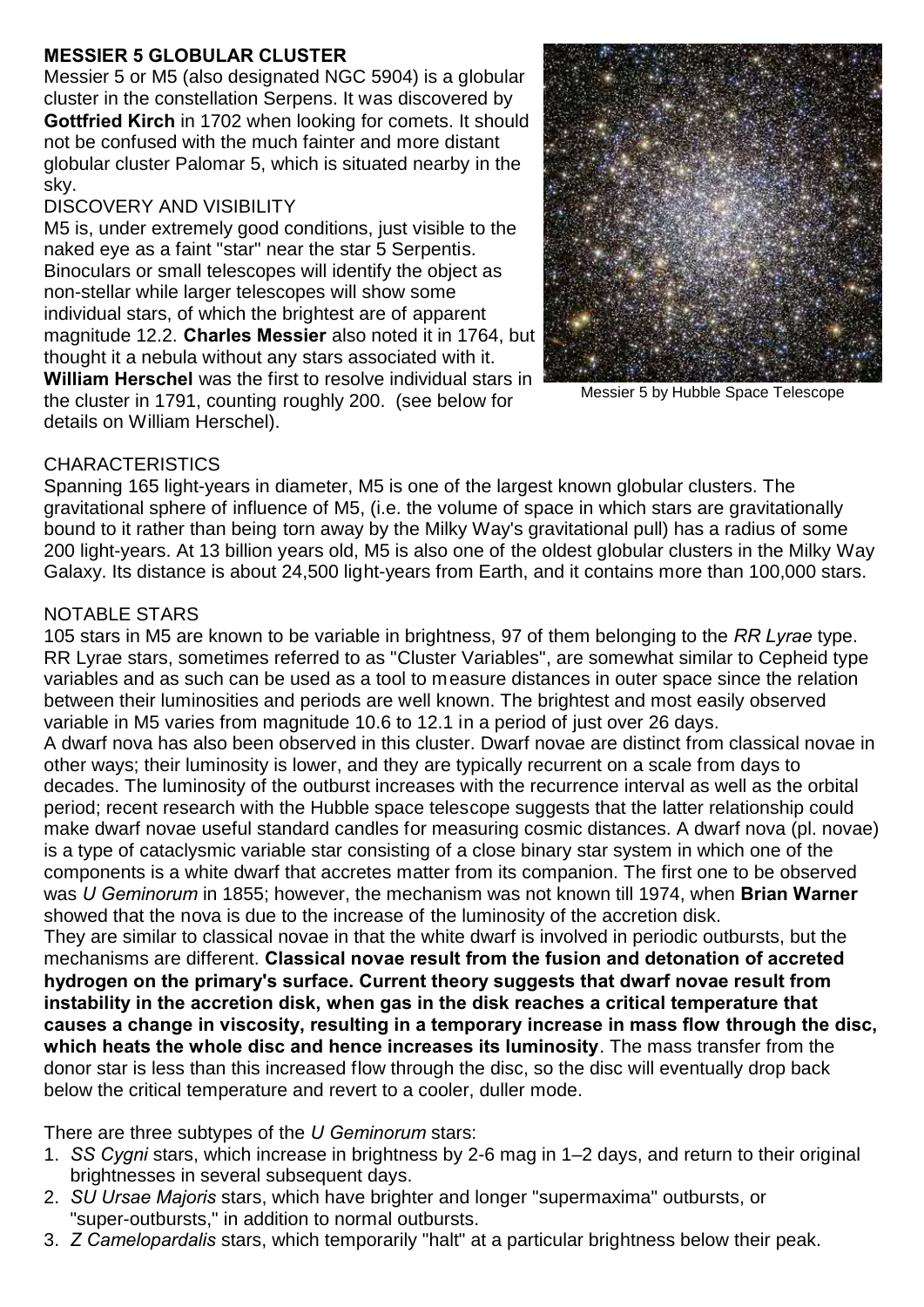# MESSIER 5 GLOBULAR CLUSTER

Messier 5 or M5 (also designated NGC 5904) is a globular cluster in the constellation Serpens. It was discovered by **Gottfried Kirch** in 1702 when looking for comets. It should not be confused with the much fainter and more distant globular cluster Palomar 5, which is situated nearby in the sky.

## DISCOVERY AND VISIBILITY

M5 is, under extremely good conditions, just visible to the naked eye as a faint "star" near the star 5 Serpentis. Binoculars or small telescopes will identify the object as non-stellar while larger telescopes will show some individual stars, of which the brightest are of apparent magnitude 12.2. **Charles Messier** also noted it in 1764, but thought it a nebula without any stars associated with it. **William Herschel** was the first to resolve individual stars in the cluster in 1791, counting roughly 200. (see below for details on William Herschel).

Messier 5 by Hubble Space Telescope

## CHARACTERISTICS

Spanning 165 light-years in diameter, M5 is one of the largest known globular clusters. The gravitational sphere of influence of M5, (i.e. the volume of space in which stars are gravitationally bound to it rather than being torn away by the Milky Way's gravitational pull) has a radius of some 200 light-years. At 13 billion years old, M5 is also one of the oldest globular clusters in the Milky Way Galaxy. Its distance is about 24,500 light-years from Earth, and it contains more than 100,000 stars.

## NOTABLE STARS

105 stars in M5 are known to be variable in brightness, 97 of them belonging to the *RR Lyrae* type. RR Lyrae stars, sometimes referred to as "Cluster Variables", are somewhat similar to Cepheid type variables and as such can be used as a tool to measure distances in outer space since the relation between their luminosities and periods are well known. The brightest and most easily observed variable in M5 varies from magnitude 10.6 to 12.1 in a period of just over 26 days.

A dwarf nova has also been observed in this cluster. Dwarf novae are distinct from classical novae in other ways; their luminosity is lower, and they are typically recurrent on a scale from days to decades. The luminosity of the outburst increases with the recurrence interval as well as the orbital period; recent research with the Hubble space telescope suggests that the latter relationship could make dwarf novae useful standard candles for measuring cosmic distances. A dwarf nova (pl. novae) is a type of cataclysmic variable star consisting of a close binary star system in which one of the components is a white dwarf that accretes matter from its companion. The first one to be observed was *U Geminorum* in 1855; however, the mechanism was not known till 1974, when **Brian Warner** showed that the nova is due to the increase of the luminosity of the accretion disk.

They are similar to classical novae in that the white dwarf is involved in periodic outbursts, but the mechanisms are different. **Classical novae result from the fusion and detonation of accreted hydrogen on the primary's surface. Current theory suggests that dwarf novae result from instability in the accretion disk, when gas in the disk reaches a critical temperature that causes a change in viscosity, resulting in a temporary increase in mass flow through the disc, which heats the whole disc and hence increases its luminosity**. The mass transfer from the donor star is less than this increased flow through the disc, so the disc will eventually drop back below the critical temperature and revert to a cooler, duller mode.

There are three subtypes of the *U Geminorum* stars:

1. *SS Cygni* stars, which increase in brightness by 2-6 mag in 1–2 days, and return to their original brightnesses in several subsequent days.
2. *SU Ursae Majoris* stars, which have brighter and longer "supermaxima" outbursts, or "super-outbursts," in addition to normal outbursts.
3. *Z Camelopardalis* stars, which temporarily "halt" at a particular brightness below their peak.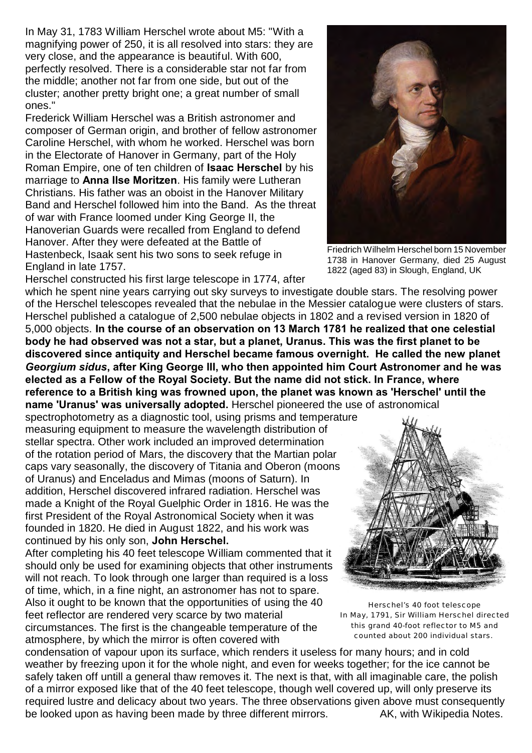In May 31, 1783 William Herschel wrote about M5: "With a magnifying power of 250, it is all resolved into stars: they are very close, and the appearance is beautiful. With 600, perfectly resolved. There is a considerable star not far from the middle; another not far from one side, but out of the cluster; another pretty bright one; a great number of small ones."

Frederick William Herschel was a British astronomer and composer of German origin, and brother of fellow astronomer Caroline Herschel, with whom he worked. Herschel was born in the Electorate of Hanover in Germany, part of the Holy Roman Empire, one of ten children of **Isaac Herschel** by his marriage to **Anna Ilse Moritzen**. His family were Lutheran Christians. His father was an oboist in the Hanover Military Band and Herschel followed him into the Band. As the threat of war with France loomed under King George II, the Hanoverian Guards were recalled from England to defend Hanover. After they were defeated at the Battle of Hastenbeck, Isaak sent his two sons to seek refuge in England in late 1757.

Friedrich Wilhelm Herschel born 15 November 1738 in Hanover Germany, died 25 August 1822 (aged 83) in Slough, England, UK

Herschel constructed his first large telescope in 1774, after which he spent nine years carrying out sky surveys to investigate double stars. The resolving power of the Herschel telescopes revealed that the nebulae in the Messier catalogue were clusters of stars. Herschel published a catalogue of 2,500 nebulae objects in 1802 and a revised version in 1820 of 5,000 objects. **In the course of an observation on 13 March 1781 he realized that one celestial body he had observed was not a star, but a planet, Uranus. This was the first planet to be discovered since antiquity and Herschel became famous overnight. He called the new planet *Georgium sidus*, after King George III, who then appointed him Court Astronomer and he was elected as a Fellow of the Royal Society. But the name did not stick. In France, where reference to a British king was frowned upon, the planet was known as 'Herschel' until the name 'Uranus' was universally adopted.** Herschel pioneered the use of astronomical spectrophotometry as a diagnostic tool, using prisms and temperature measuring equipment to measure the wavelength distribution of stellar spectra. Other work included an improved determination of the rotation period of Mars, the discovery that the Martian polar caps vary seasonally, the discovery of Titania and Oberon (moons of Uranus) and Enceladus and Mimas (moons of Saturn). In addition, Herschel discovered infrared radiation. Herschel was made a Knight of the Royal Guelphic Order in 1816. He was the first President of the Royal Astronomical Society when it was founded in 1820. He died in August 1822, and his work was continued by his only son, **John Herschel.**

After completing his 40 feet telescope William commented that it should only be used for examining objects that other instruments will not reach. To look through one larger than required is a loss of time, which, in a fine night, an astronomer has not to spare. Also it ought to be known that the opportunities of using the 40 feet reflector are rendered very scarce by two material circumstances. The first is the changeable temperature of the atmosphere, by which the mirror is often covered with condensation of vapour upon its surface, which renders it useless for many hours; and in cold weather by freezing upon it for the whole night, and even for weeks together; for the ice cannot be safely taken off untill a general thaw removes it. The next is that, with all imaginable care, the polish of a mirror exposed like that of the 40 feet telescope, though well covered up, will only preserve its required lustre and delicacy about two years. The three observations given above must consequently be looked upon as having been made by three different mirrors.

Herschel's 40 foot telescope
In May, 1791, Sir William Herschel directed this grand 40-foot reflector to M5 and counted about 200 individual stars.

AK, with Wikipedia Notes.